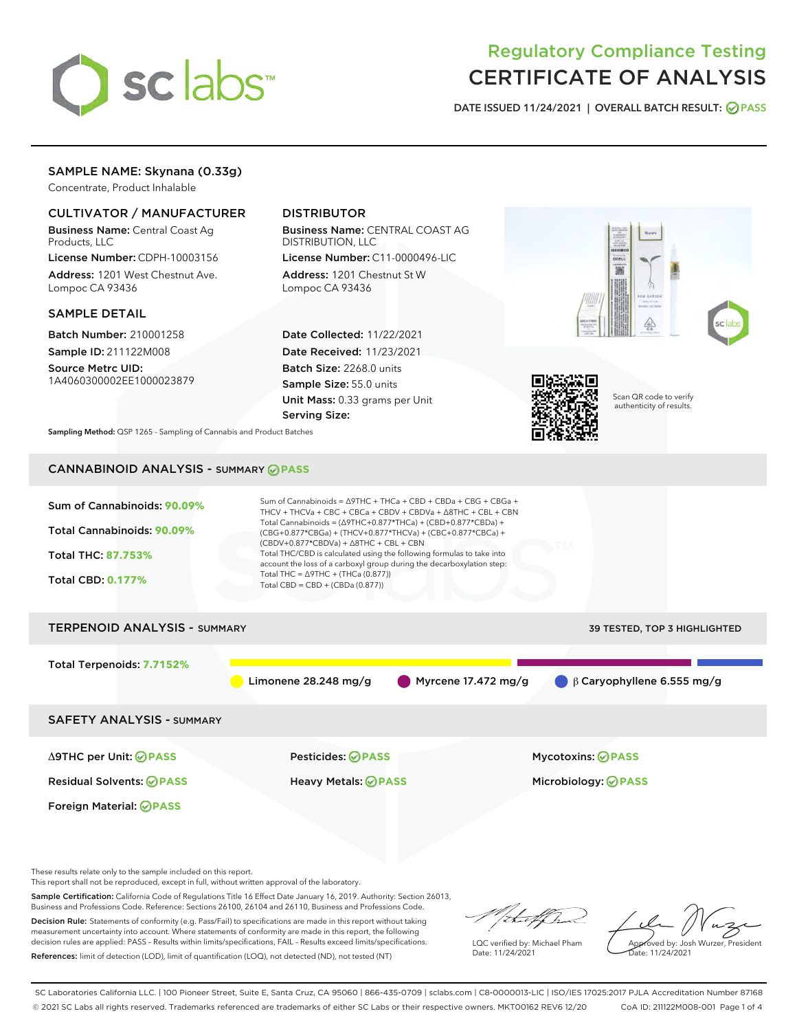# Regulatory Compliance Testing
# CERTIFICATE OF ANALYSIS

DATE ISSUED 11/24/2021 | OVERALL BATCH RESULT: PASS

## SAMPLE NAME: Skynana (0.33g)

Concentrate, Product Inhalable

### CULTIVATOR / MANUFACTURER

**Business Name:** Central Coast Ag Products, LLC
**License Number:** CDPH-10003156
**Address:** 1201 West Chestnut Ave. Lompoc CA 93436

### DISTRIBUTOR

**Business Name:** CENTRAL COAST AG DISTRIBUTION, LLC
**License Number:** C11-0000496-LIC
**Address:** 1201 Chestnut St W Lompoc CA 93436

### SAMPLE DETAIL

**Batch Number:** 210001258
**Sample ID:** 211122M008
**Source Metrc UID:** 1A4060300002EE1000023879

**Date Collected:** 11/22/2021
**Date Received:** 11/23/2021
**Batch Size:** 2268.0 units
**Sample Size:** 55.0 units
**Unit Mass:** 0.33 grams per Unit
**Serving Size:**

Scan QR code to verify authenticity of results.

**Sampling Method:** QSP 1265 - Sampling of Cannabis and Product Batches

## CANNABINOID ANALYSIS - SUMMARY PASS

Sum of Cannabinoids: **90.09%**
Total Cannabinoids: **90.09%**
Total THC: **87.753%**
Total CBD: **0.177%**

Sum of Cannabinoids = Δ9THC + THCa + CBD + CBDa + CBG + CBGa + THCV + THCVa + CBC + CBCa + CBDV + CBDVa + Δ8THC + CBL + CBN
Total Cannabinoids = (Δ9THC+0.877*THCa) + (CBD+0.877*CBDa) + (CBG+0.877*CBGa) + (THCV+0.877*THCVa) + (CBC+0.877*CBCa) + (CBDV+0.877*CBDVa) + Δ8THC + CBL + CBN
Total THC/CBD is calculated using the following formulas to take into account the loss of a carboxyl group during the decarboxylation step:
Total THC = Δ9THC + (THCa (0.877))
Total CBD = CBD + (CBDa (0.877))

## TERPENOID ANALYSIS - SUMMARY

39 TESTED, TOP 3 HIGHLIGHTED

Total Terpenoids: **7.7152%**

Limonene 28.248 mg/g | Myrcene 17.472 mg/g | β Caryophyllene 6.555 mg/g

## SAFETY ANALYSIS - SUMMARY

| | | |
|---|---|---|
| Δ9THC per Unit: PASS | Pesticides: PASS | Mycotoxins: PASS |
| Residual Solvents: PASS | Heavy Metals: PASS | Microbiology: PASS |
| Foreign Material: PASS | | |

These results relate only to the sample included on this report.
This report shall not be reproduced, except in full, without written approval of the laboratory.

**Sample Certification:** California Code of Regulations Title 16 Effect Date January 16, 2019. Authority: Section 26013, Business and Professions Code. Reference: Sections 26100, 26104 and 26110, Business and Professions Code.

**Decision Rule:** Statements of conformity (e.g. Pass/Fail) to specifications are made in this report without taking measurement uncertainty into account. Where statements of conformity are made in this report, the following decision rules are applied: PASS – Results within limits/specifications, FAIL – Results exceed limits/specifications.

**References:** limit of detection (LOD), limit of quantification (LOQ), not detected (ND), not tested (NT)

LQC verified by: Michael Pham
Date: 11/24/2021

Approved by: Josh Wurzer, President
Date: 11/24/2021

SC Laboratories California LLC. | 100 Pioneer Street, Suite E, Santa Cruz, CA 95060 | 866-435-0709 | sclabs.com | C8-0000013-LIC | ISO/IES 17025:2017 PJLA Accreditation Number 87168
© 2021 SC Labs all rights reserved. Trademarks referenced are trademarks of either SC Labs or their respective owners. MKT00162 REV6 12/20 CoA ID: 211122M008-001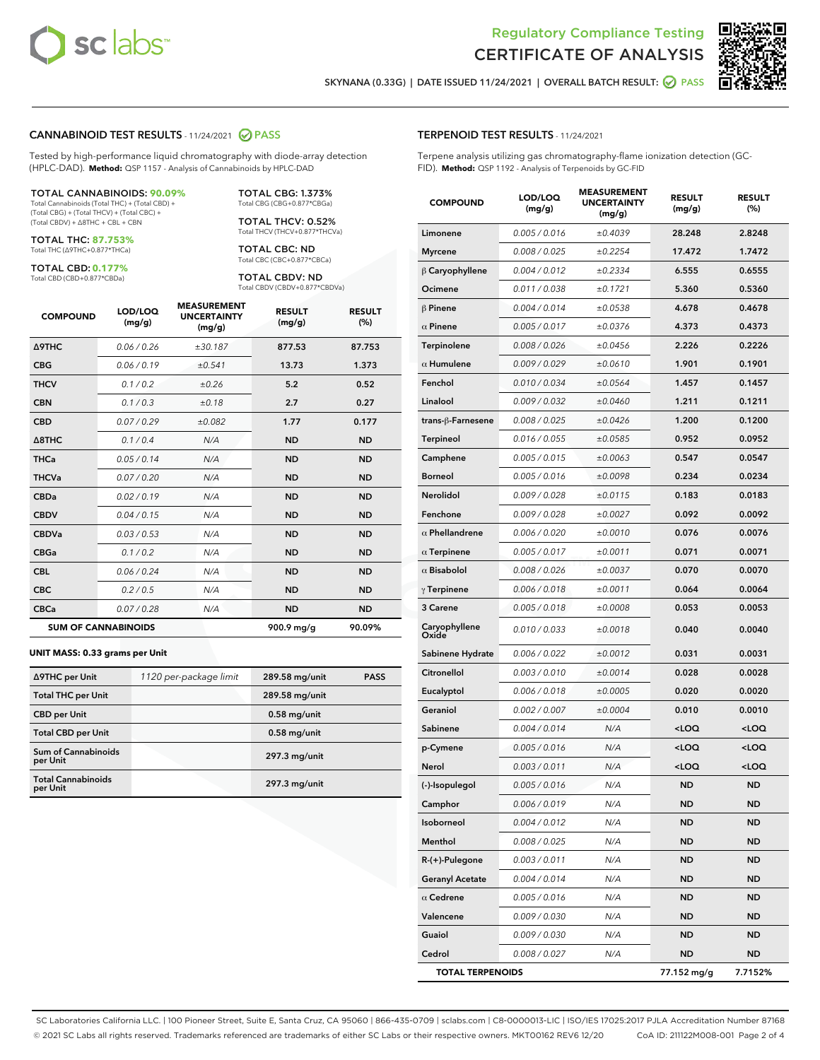# Regulatory Compliance Testing
# CERTIFICATE OF ANALYSIS

SKYNANA (0.33G) | DATE ISSUED 11/24/2021 | OVERALL BATCH RESULT: PASS

## CANNABINOID TEST RESULTS - 11/24/2021 PASS

Tested by high-performance liquid chromatography with diode-array detection (HPLC-DAD). **Method:** QSP 1157 - Analysis of Cannabinoids by HPLC-DAD

**TOTAL CANNABINOIDS: 90.09%**
Total Cannabinoids (Total THC) + (Total CBD) + (Total CBG) + (Total THCV) + (Total CBC) + (Total CBDV) + Δ8THC + CBL + CBN

**TOTAL THC: 87.753%**
Total THC (Δ9THC+0.877*THCa)

**TOTAL CBD: 0.177%**
Total CBD (CBD+0.877*CBDa)

**TOTAL CBG: 1.373%**
Total CBG (CBG+0.877*CBGa)

**TOTAL THCV: 0.52%**
Total THCV (THCV+0.877*THCVa)

**TOTAL CBC: ND**
Total CBC (CBC+0.877*CBCa)

**TOTAL CBDV: ND**
Total CBDV (CBDV+0.877*CBDVa)

| COMPOUND | LOD/LOQ (mg/g) | MEASUREMENT UNCERTAINTY (mg/g) | RESULT (mg/g) | RESULT (%) |
|---|---|---|---|---|
| Δ9THC | 0.06 / 0.26 | ±30.187 | 877.53 | 87.753 |
| CBG | 0.06 / 0.19 | ±0.541 | 13.73 | 1.373 |
| THCV | 0.1 / 0.2 | ±0.26 | 5.2 | 0.52 |
| CBN | 0.1 / 0.3 | ±0.18 | 2.7 | 0.27 |
| CBD | 0.07 / 0.29 | ±0.082 | 1.77 | 0.177 |
| Δ8THC | 0.1 / 0.4 | N/A | ND | ND |
| THCa | 0.05 / 0.14 | N/A | ND | ND |
| THCVa | 0.07 / 0.20 | N/A | ND | ND |
| CBDa | 0.02 / 0.19 | N/A | ND | ND |
| CBDV | 0.04 / 0.15 | N/A | ND | ND |
| CBDVa | 0.03 / 0.53 | N/A | ND | ND |
| CBGa | 0.1 / 0.2 | N/A | ND | ND |
| CBL | 0.06 / 0.24 | N/A | ND | ND |
| CBC | 0.2 / 0.5 | N/A | ND | ND |
| CBCa | 0.07 / 0.28 | N/A | ND | ND |
| **SUM OF CANNABINOIDS** | | | 900.9 mg/g | 90.09% |

**UNIT MASS: 0.33 grams per Unit**

| Δ9THC per Unit | 1120 per-package limit | 289.58 mg/unit | PASS |
|---|---|---|---|
| Total THC per Unit | | 289.58 mg/unit | |
| CBD per Unit | | 0.58 mg/unit | |
| Total CBD per Unit | | 0.58 mg/unit | |
| Sum of Cannabinoids per Unit | | 297.3 mg/unit | |
| Total Cannabinoids per Unit | | 297.3 mg/unit | |

## TERPENOID TEST RESULTS - 11/24/2021

Terpene analysis utilizing gas chromatography-flame ionization detection (GC-FID). **Method:** QSP 1192 - Analysis of Terpenoids by GC-FID

| COMPOUND | LOD/LOQ (mg/g) | MEASUREMENT UNCERTAINTY (mg/g) | RESULT (mg/g) | RESULT (%) |
|---|---|---|---|---|
| Limonene | 0.005 / 0.016 | ±0.4039 | 28.248 | 2.8248 |
| Myrcene | 0.008 / 0.025 | ±0.2254 | 17.472 | 1.7472 |
| β Caryophyllene | 0.004 / 0.012 | ±0.2334 | 6.555 | 0.6555 |
| Ocimene | 0.011 / 0.038 | ±0.1721 | 5.360 | 0.5360 |
| β Pinene | 0.004 / 0.014 | ±0.0538 | 4.678 | 0.4678 |
| α Pinene | 0.005 / 0.017 | ±0.0376 | 4.373 | 0.4373 |
| Terpinolene | 0.008 / 0.026 | ±0.0456 | 2.226 | 0.2226 |
| α Humulene | 0.009 / 0.029 | ±0.0610 | 1.901 | 0.1901 |
| Fenchol | 0.010 / 0.034 | ±0.0564 | 1.457 | 0.1457 |
| Linalool | 0.009 / 0.032 | ±0.0460 | 1.211 | 0.1211 |
| trans-β-Farnesene | 0.008 / 0.025 | ±0.0426 | 1.200 | 0.1200 |
| Terpineol | 0.016 / 0.055 | ±0.0585 | 0.952 | 0.0952 |
| Camphene | 0.005 / 0.015 | ±0.0063 | 0.547 | 0.0547 |
| Borneol | 0.005 / 0.016 | ±0.0098 | 0.234 | 0.0234 |
| Nerolidol | 0.009 / 0.028 | ±0.0115 | 0.183 | 0.0183 |
| Fenchone | 0.009 / 0.028 | ±0.0027 | 0.092 | 0.0092 |
| α Phellandrene | 0.006 / 0.020 | ±0.0010 | 0.076 | 0.0076 |
| α Terpinene | 0.005 / 0.017 | ±0.0011 | 0.071 | 0.0071 |
| α Bisabolol | 0.008 / 0.026 | ±0.0037 | 0.070 | 0.0070 |
| γ Terpinene | 0.006 / 0.018 | ±0.0011 | 0.064 | 0.0064 |
| 3 Carene | 0.005 / 0.018 | ±0.0008 | 0.053 | 0.0053 |
| Caryophyllene Oxide | 0.010 / 0.033 | ±0.0018 | 0.040 | 0.0040 |
| Sabinene Hydrate | 0.006 / 0.022 | ±0.0012 | 0.031 | 0.0031 |
| Citronellol | 0.003 / 0.010 | ±0.0014 | 0.028 | 0.0028 |
| Eucalyptol | 0.006 / 0.018 | ±0.0005 | 0.020 | 0.0020 |
| Geraniol | 0.002 / 0.007 | ±0.0004 | 0.010 | 0.0010 |
| Sabinene | 0.004 / 0.014 | N/A | <LOQ | <LOQ |
| p-Cymene | 0.005 / 0.016 | N/A | <LOQ | <LOQ |
| Nerol | 0.003 / 0.011 | N/A | <LOQ | <LOQ |
| (-)-Isopulegol | 0.005 / 0.016 | N/A | ND | ND |
| Camphor | 0.006 / 0.019 | N/A | ND | ND |
| Isoborneol | 0.004 / 0.012 | N/A | ND | ND |
| Menthol | 0.008 / 0.025 | N/A | ND | ND |
| R-(+)-Pulegone | 0.003 / 0.011 | N/A | ND | ND |
| Geranyl Acetate | 0.004 / 0.014 | N/A | ND | ND |
| α Cedrene | 0.005 / 0.016 | N/A | ND | ND |
| Valencene | 0.009 / 0.030 | N/A | ND | ND |
| Guaiol | 0.009 / 0.030 | N/A | ND | ND |
| Cedrol | 0.008 / 0.027 | N/A | ND | ND |
| **TOTAL TERPENOIDS** | | | 77.152 mg/g | 7.7152% |

SC Laboratories California LLC. | 100 Pioneer Street, Suite E, Santa Cruz, CA 95060 | 866-435-0709 | sclabs.com | C8-0000013-LIC | ISO/IES 17025:2017 PJLA Accreditation Number 87168
© 2021 SC Labs all rights reserved. Trademarks referenced are trademarks of either SC Labs or their respective owners. MKT00162 REV6 12/20 CoA ID: 211122M008-001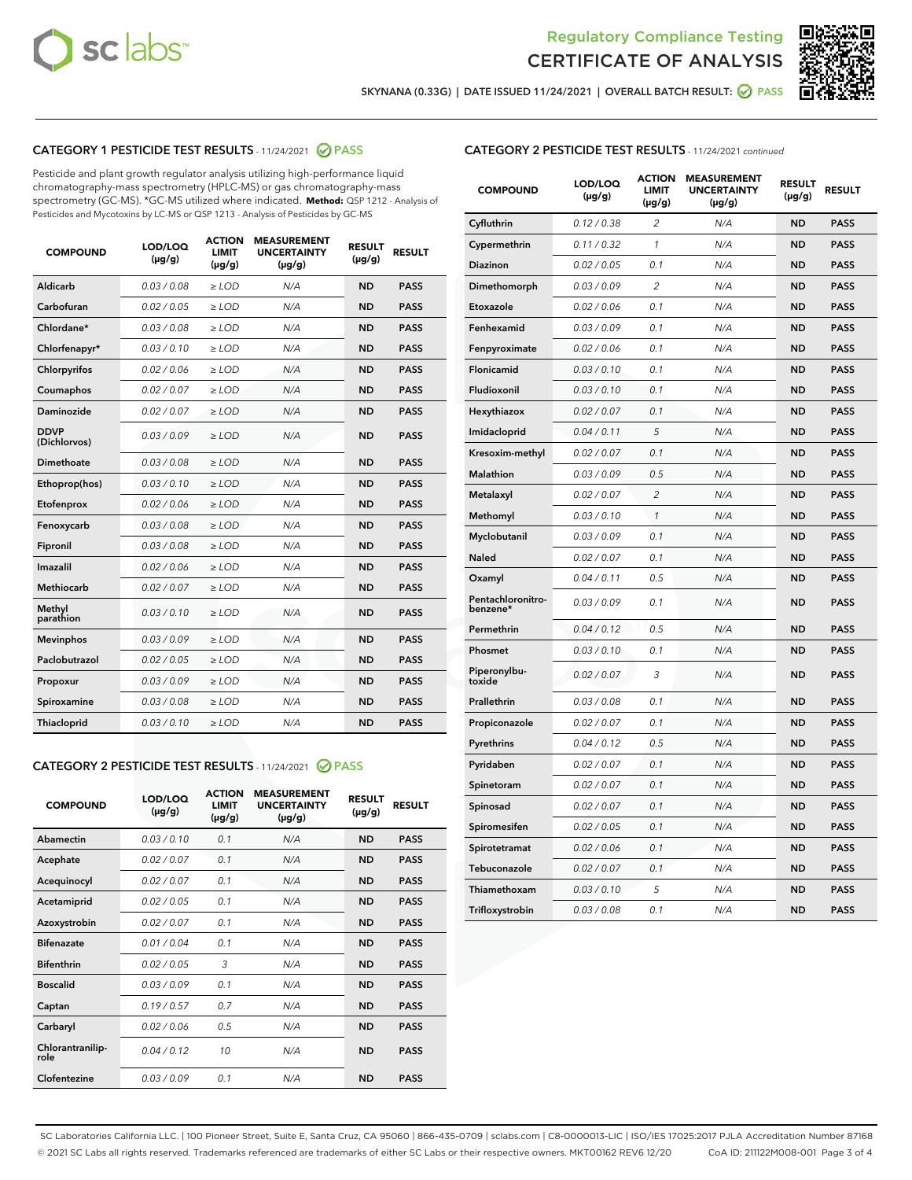Regulatory Compliance Testing

# CERTIFICATE OF ANALYSIS

SKYNANA (0.33G) | DATE ISSUED 11/24/2021 | OVERALL BATCH RESULT: PASS

## CATEGORY 1 PESTICIDE TEST RESULTS - 11/24/2021 PASS

Pesticide and plant growth regulator analysis utilizing high-performance liquid chromatography-mass spectrometry (HPLC-MS) or gas chromatography-mass spectrometry (GC-MS). *GC-MS utilized where indicated. **Method:** QSP 1212 - Analysis of Pesticides and Mycotoxins by LC-MS or QSP 1213 - Analysis of Pesticides by GC-MS

| COMPOUND | LOD/LOQ (µg/g) | ACTION LIMIT (µg/g) | MEASUREMENT UNCERTAINTY (µg/g) | RESULT (µg/g) | RESULT |
|---|---|---|---|---|---|
| Aldicarb | 0.03 / 0.08 | ≥ LOD | N/A | ND | PASS |
| Carbofuran | 0.02 / 0.05 | ≥ LOD | N/A | ND | PASS |
| Chlordane* | 0.03 / 0.08 | ≥ LOD | N/A | ND | PASS |
| Chlorfenapyr* | 0.03 / 0.10 | ≥ LOD | N/A | ND | PASS |
| Chlorpyrifos | 0.02 / 0.06 | ≥ LOD | N/A | ND | PASS |
| Coumaphos | 0.02 / 0.07 | ≥ LOD | N/A | ND | PASS |
| Daminozide | 0.02 / 0.07 | ≥ LOD | N/A | ND | PASS |
| DDVP (Dichlorvos) | 0.03 / 0.09 | ≥ LOD | N/A | ND | PASS |
| Dimethoate | 0.03 / 0.08 | ≥ LOD | N/A | ND | PASS |
| Ethoprop(hos) | 0.03 / 0.10 | ≥ LOD | N/A | ND | PASS |
| Etofenprox | 0.02 / 0.06 | ≥ LOD | N/A | ND | PASS |
| Fenoxycarb | 0.03 / 0.08 | ≥ LOD | N/A | ND | PASS |
| Fipronil | 0.03 / 0.08 | ≥ LOD | N/A | ND | PASS |
| Imazalil | 0.02 / 0.06 | ≥ LOD | N/A | ND | PASS |
| Methiocarb | 0.02 / 0.07 | ≥ LOD | N/A | ND | PASS |
| Methyl parathion | 0.03 / 0.10 | ≥ LOD | N/A | ND | PASS |
| Mevinphos | 0.03 / 0.09 | ≥ LOD | N/A | ND | PASS |
| Paclobutrazol | 0.02 / 0.05 | ≥ LOD | N/A | ND | PASS |
| Propoxur | 0.03 / 0.09 | ≥ LOD | N/A | ND | PASS |
| Spiroxamine | 0.03 / 0.08 | ≥ LOD | N/A | ND | PASS |
| Thiacloprid | 0.03 / 0.10 | ≥ LOD | N/A | ND | PASS |

## CATEGORY 2 PESTICIDE TEST RESULTS - 11/24/2021 PASS

| COMPOUND | LOD/LOQ (µg/g) | ACTION LIMIT (µg/g) | MEASUREMENT UNCERTAINTY (µg/g) | RESULT (µg/g) | RESULT |
|---|---|---|---|---|---|
| Abamectin | 0.03 / 0.10 | 0.1 | N/A | ND | PASS |
| Acephate | 0.02 / 0.07 | 0.1 | N/A | ND | PASS |
| Acequinocyl | 0.02 / 0.07 | 0.1 | N/A | ND | PASS |
| Acetamiprid | 0.02 / 0.05 | 0.1 | N/A | ND | PASS |
| Azoxystrobin | 0.02 / 0.07 | 0.1 | N/A | ND | PASS |
| Bifenazate | 0.01 / 0.04 | 0.1 | N/A | ND | PASS |
| Bifenthrin | 0.02 / 0.05 | 3 | N/A | ND | PASS |
| Boscalid | 0.03 / 0.09 | 0.1 | N/A | ND | PASS |
| Captan | 0.19 / 0.57 | 0.7 | N/A | ND | PASS |
| Carbaryl | 0.02 / 0.06 | 0.5 | N/A | ND | PASS |
| Chlorantraniliprole | 0.04 / 0.12 | 10 | N/A | ND | PASS |
| Clofentezine | 0.03 / 0.09 | 0.1 | N/A | ND | PASS |
| Cyfluthrin | 0.12 / 0.38 | 2 | N/A | ND | PASS |
| Cypermethrin | 0.11 / 0.32 | 1 | N/A | ND | PASS |
| Diazinon | 0.02 / 0.05 | 0.1 | N/A | ND | PASS |
| Dimethomorph | 0.03 / 0.09 | 2 | N/A | ND | PASS |
| Etoxazole | 0.02 / 0.06 | 0.1 | N/A | ND | PASS |
| Fenhexamid | 0.03 / 0.09 | 0.1 | N/A | ND | PASS |
| Fenpyroximate | 0.02 / 0.06 | 0.1 | N/A | ND | PASS |
| Flonicamid | 0.03 / 0.10 | 0.1 | N/A | ND | PASS |
| Fludioxonil | 0.03 / 0.10 | 0.1 | N/A | ND | PASS |
| Hexythiazox | 0.02 / 0.07 | 0.1 | N/A | ND | PASS |
| Imidacloprid | 0.04 / 0.11 | 5 | N/A | ND | PASS |
| Kresoxim-methyl | 0.02 / 0.07 | 0.1 | N/A | ND | PASS |
| Malathion | 0.03 / 0.09 | 0.5 | N/A | ND | PASS |
| Metalaxyl | 0.02 / 0.07 | 2 | N/A | ND | PASS |
| Methomyl | 0.03 / 0.10 | 1 | N/A | ND | PASS |
| Myclobutanil | 0.03 / 0.09 | 0.1 | N/A | ND | PASS |
| Naled | 0.02 / 0.07 | 0.1 | N/A | ND | PASS |
| Oxamyl | 0.04 / 0.11 | 0.5 | N/A | ND | PASS |
| Pentachloronitrobenzene* | 0.03 / 0.09 | 0.1 | N/A | ND | PASS |
| Permethrin | 0.04 / 0.12 | 0.5 | N/A | ND | PASS |
| Phosmet | 0.03 / 0.10 | 0.1 | N/A | ND | PASS |
| Piperonylbutoxide | 0.02 / 0.07 | 3 | N/A | ND | PASS |
| Prallethrin | 0.03 / 0.08 | 0.1 | N/A | ND | PASS |
| Propiconazole | 0.02 / 0.07 | 0.1 | N/A | ND | PASS |
| Pyrethrins | 0.04 / 0.12 | 0.5 | N/A | ND | PASS |
| Pyridaben | 0.02 / 0.07 | 0.1 | N/A | ND | PASS |
| Spinetoram | 0.02 / 0.07 | 0.1 | N/A | ND | PASS |
| Spinosad | 0.02 / 0.07 | 0.1 | N/A | ND | PASS |
| Spiromesifen | 0.02 / 0.05 | 0.1 | N/A | ND | PASS |
| Spirotetramat | 0.02 / 0.06 | 0.1 | N/A | ND | PASS |
| Tebuconazole | 0.02 / 0.07 | 0.1 | N/A | ND | PASS |
| Thiamethoxam | 0.03 / 0.10 | 5 | N/A | ND | PASS |
| Trifloxystrobin | 0.03 / 0.08 | 0.1 | N/A | ND | PASS |

SC Laboratories California LLC. | 100 Pioneer Street, Suite E, Santa Cruz, CA 95060 | 866-435-0709 | sclabs.com | C8-0000013-LIC | ISO/IES 17025:2017 PJLA Accreditation Number 87168
© 2021 SC Labs all rights reserved. Trademarks referenced are trademarks of either SC Labs or their respective owners. MKT00162 REV6 12/20 CoA ID: 211122M008-001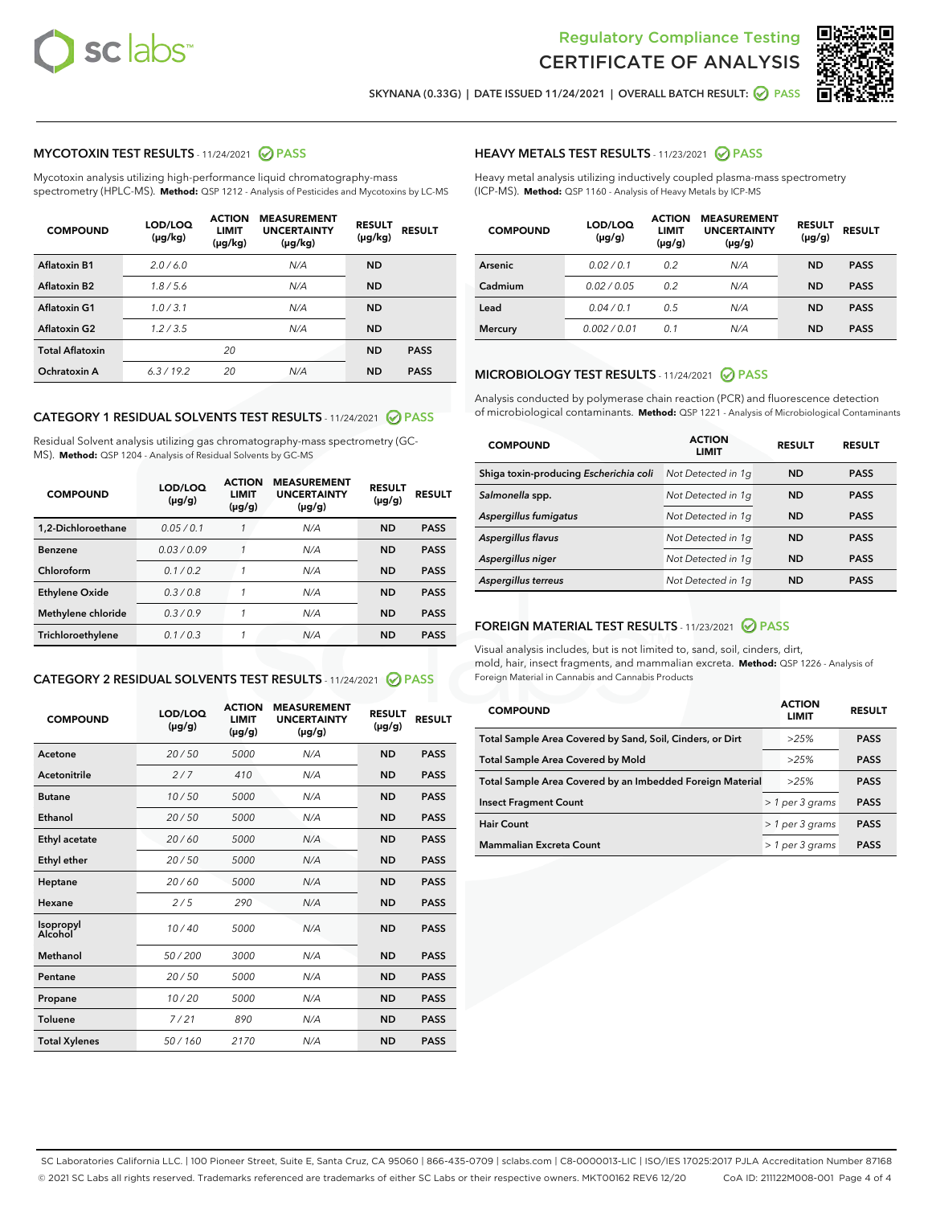Regulatory Compliance Testing
CERTIFICATE OF ANALYSIS

SKYNANA (0.33G) | DATE ISSUED 11/24/2021 | OVERALL BATCH RESULT: PASS

## MYCOTOXIN TEST RESULTS - 11/24/2021 PASS

Mycotoxin analysis utilizing high-performance liquid chromatography-mass spectrometry (HPLC-MS). **Method:** QSP 1212 - Analysis of Pesticides and Mycotoxins by LC-MS

| COMPOUND | LOD/LOQ (µg/kg) | ACTION LIMIT (µg/kg) | MEASUREMENT UNCERTAINTY (µg/kg) | RESULT (µg/kg) | RESULT |
|---|---|---|---|---|---|
| Aflatoxin B1 | 2.0 / 6.0 | | N/A | ND | |
| Aflatoxin B2 | 1.8 / 5.6 | | N/A | ND | |
| Aflatoxin G1 | 1.0 / 3.1 | | N/A | ND | |
| Aflatoxin G2 | 1.2 / 3.5 | | N/A | ND | |
| Total Aflatoxin | | 20 | | ND | PASS |
| Ochratoxin A | 6.3 / 19.2 | 20 | N/A | ND | PASS |

## CATEGORY 1 RESIDUAL SOLVENTS TEST RESULTS - 11/24/2021 PASS

Residual Solvent analysis utilizing gas chromatography-mass spectrometry (GC-MS). **Method:** QSP 1204 - Analysis of Residual Solvents by GC-MS

| COMPOUND | LOD/LOQ (µg/g) | ACTION LIMIT (µg/g) | MEASUREMENT UNCERTAINTY (µg/g) | RESULT (µg/g) | RESULT |
|---|---|---|---|---|---|
| 1,2-Dichloroethane | 0.05 / 0.1 | 1 | N/A | ND | PASS |
| Benzene | 0.03 / 0.09 | 1 | N/A | ND | PASS |
| Chloroform | 0.1 / 0.2 | 1 | N/A | ND | PASS |
| Ethylene Oxide | 0.3 / 0.8 | 1 | N/A | ND | PASS |
| Methylene chloride | 0.3 / 0.9 | 1 | N/A | ND | PASS |
| Trichloroethylene | 0.1 / 0.3 | 1 | N/A | ND | PASS |

## CATEGORY 2 RESIDUAL SOLVENTS TEST RESULTS - 11/24/2021 PASS

| COMPOUND | LOD/LOQ (µg/g) | ACTION LIMIT (µg/g) | MEASUREMENT UNCERTAINTY (µg/g) | RESULT (µg/g) | RESULT |
|---|---|---|---|---|---|
| Acetone | 20 / 50 | 5000 | N/A | ND | PASS |
| Acetonitrile | 2 / 7 | 410 | N/A | ND | PASS |
| Butane | 10 / 50 | 5000 | N/A | ND | PASS |
| Ethanol | 20 / 50 | 5000 | N/A | ND | PASS |
| Ethyl acetate | 20 / 60 | 5000 | N/A | ND | PASS |
| Ethyl ether | 20 / 50 | 5000 | N/A | ND | PASS |
| Heptane | 20 / 60 | 5000 | N/A | ND | PASS |
| Hexane | 2 / 5 | 290 | N/A | ND | PASS |
| Isopropyl Alcohol | 10 / 40 | 5000 | N/A | ND | PASS |
| Methanol | 50 / 200 | 3000 | N/A | ND | PASS |
| Pentane | 20 / 50 | 5000 | N/A | ND | PASS |
| Propane | 10 / 20 | 5000 | N/A | ND | PASS |
| Toluene | 7 / 21 | 890 | N/A | ND | PASS |
| Total Xylenes | 50 / 160 | 2170 | N/A | ND | PASS |

## HEAVY METALS TEST RESULTS - 11/23/2021 PASS

Heavy metal analysis utilizing inductively coupled plasma-mass spectrometry (ICP-MS). **Method:** QSP 1160 - Analysis of Heavy Metals by ICP-MS

| COMPOUND | LOD/LOQ (µg/g) | ACTION LIMIT (µg/g) | MEASUREMENT UNCERTAINTY (µg/g) | RESULT (µg/g) | RESULT |
|---|---|---|---|---|---|
| Arsenic | 0.02 / 0.1 | 0.2 | N/A | ND | PASS |
| Cadmium | 0.02 / 0.05 | 0.2 | N/A | ND | PASS |
| Lead | 0.04 / 0.1 | 0.5 | N/A | ND | PASS |
| Mercury | 0.002 / 0.01 | 0.1 | N/A | ND | PASS |

## MICROBIOLOGY TEST RESULTS - 11/24/2021 PASS

Analysis conducted by polymerase chain reaction (PCR) and fluorescence detection of microbiological contaminants. **Method:** QSP 1221 - Analysis of Microbiological Contaminants

| COMPOUND | ACTION LIMIT | RESULT | RESULT |
|---|---|---|---|
| Shiga toxin-producing *Escherichia coli* | Not Detected in 1g | ND | PASS |
| *Salmonella* spp. | Not Detected in 1g | ND | PASS |
| *Aspergillus fumigatus* | Not Detected in 1g | ND | PASS |
| *Aspergillus flavus* | Not Detected in 1g | ND | PASS |
| *Aspergillus niger* | Not Detected in 1g | ND | PASS |
| *Aspergillus terreus* | Not Detected in 1g | ND | PASS |

## FOREIGN MATERIAL TEST RESULTS - 11/23/2021 PASS

Visual analysis includes, but is not limited to, sand, soil, cinders, dirt, mold, hair, insect fragments, and mammalian excreta. **Method:** QSP 1226 - Analysis of Foreign Material in Cannabis and Cannabis Products

| COMPOUND | ACTION LIMIT | RESULT |
|---|---|---|
| Total Sample Area Covered by Sand, Soil, Cinders, or Dirt | >25% | PASS |
| Total Sample Area Covered by Mold | >25% | PASS |
| Total Sample Area Covered by an Imbedded Foreign Material | >25% | PASS |
| Insect Fragment Count | > 1 per 3 grams | PASS |
| Hair Count | > 1 per 3 grams | PASS |
| Mammalian Excreta Count | > 1 per 3 grams | PASS |

SC Laboratories California LLC. | 100 Pioneer Street, Suite E, Santa Cruz, CA 95060 | 866-435-0709 | sclabs.com | C8-0000013-LIC | ISO/IES 17025:2017 PJLA Accreditation Number 87168
© 2021 SC Labs all rights reserved. Trademarks referenced are trademarks of either SC Labs or their respective owners. MKT00162 REV6 12/20 CoA ID: 211122M008-001